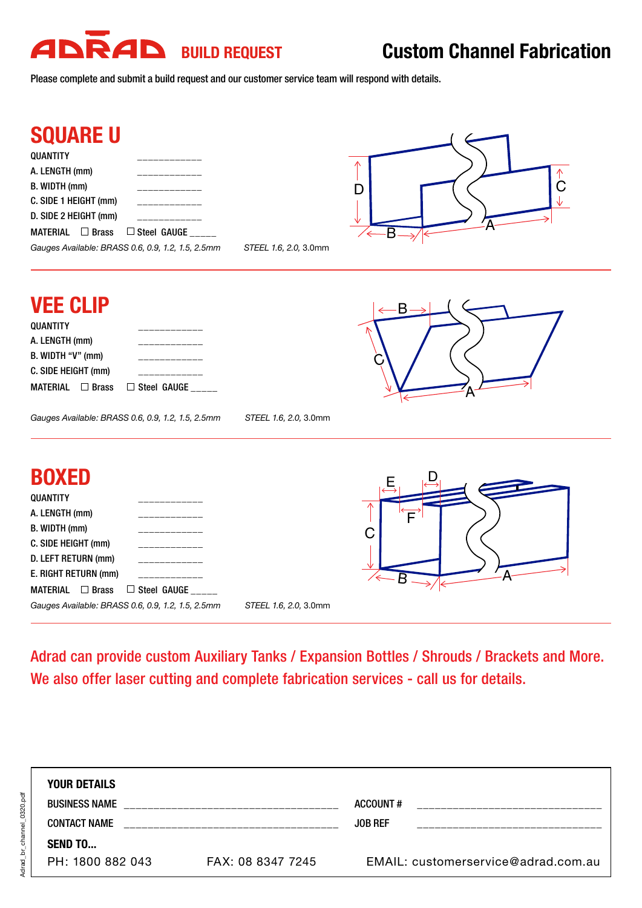# ADRAD BUILD REQUEST

# Custom Channel Fabrication

Please complete and submit a build request and our customer service team will respond with details.

## SQUARE U

QUANTITY ___________
A. LENGTH (mm) ___________
B. WIDTH (mm) ___________
C. SIDE 1 HEIGHT (mm) ___________
D. SIDE 2 HEIGHT (mm) ___________
MATERIAL ☐ Brass ☐ Steel GAUGE _____

*Gauges Available: BRASS 0.6, 0.9, 1.2, 1.5, 2.5mm* *STEEL 1.6, 2.0,* 3.0mm

## VEE CLIP

QUANTITY ___________
A. LENGTH (mm) ___________
B. WIDTH "V" (mm) ___________
C. SIDE HEIGHT (mm) ___________
MATERIAL ☐ Brass ☐ Steel GAUGE _____

*Gauges Available: BRASS 0.6, 0.9, 1.2, 1.5, 2.5mm* *STEEL 1.6, 2.0,* 3.0mm

## BOXED

QUANTITY ___________
A. LENGTH (mm) ___________
B. WIDTH (mm) ___________
C. SIDE HEIGHT (mm) ___________
D. LEFT RETURN (mm) ___________
E. RIGHT RETURN (mm) ___________
MATERIAL ☐ Brass ☐ Steel GAUGE _____

*Gauges Available: BRASS 0.6, 0.9, 1.2, 1.5, 2.5mm* *STEEL 1.6, 2.0,* 3.0mm

Adrad can provide custom Auxiliary Tanks / Expansion Bottles / Shrouds / Brackets and More.
We also offer laser cutting and complete fabrication services - call us for details.

**YOUR DETAILS**

BUSINESS NAME ___________________________ ACCOUNT # ___________________________
CONTACT NAME ___________________________ JOB REF ___________________________

**SEND TO...**

PH: 1800 882 043 FAX: 08 8347 7245 EMAIL: customerservice@adrad.com.au

Adrad_br_channel_0320.pdf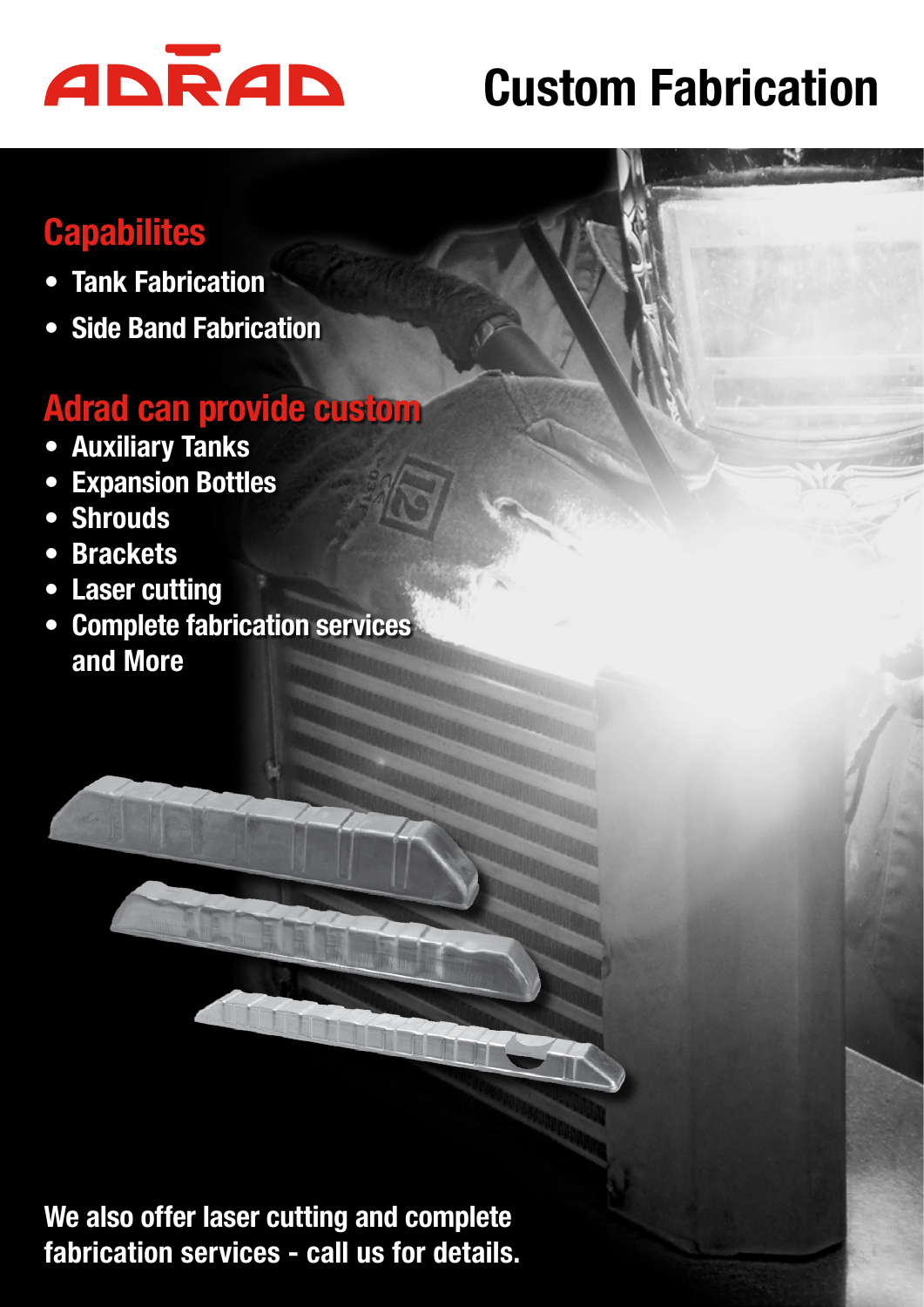ADRAD

# Custom Fabrication

## Capabilites

- Tank Fabrication
- Side Band Fabrication

## Adrad can provide custom

- Auxiliary Tanks
- Expansion Bottles
- Shrouds
- Brackets
- Laser cutting
- Complete fabrication services and More

**We also offer laser cutting and complete fabrication services - call us for details.**